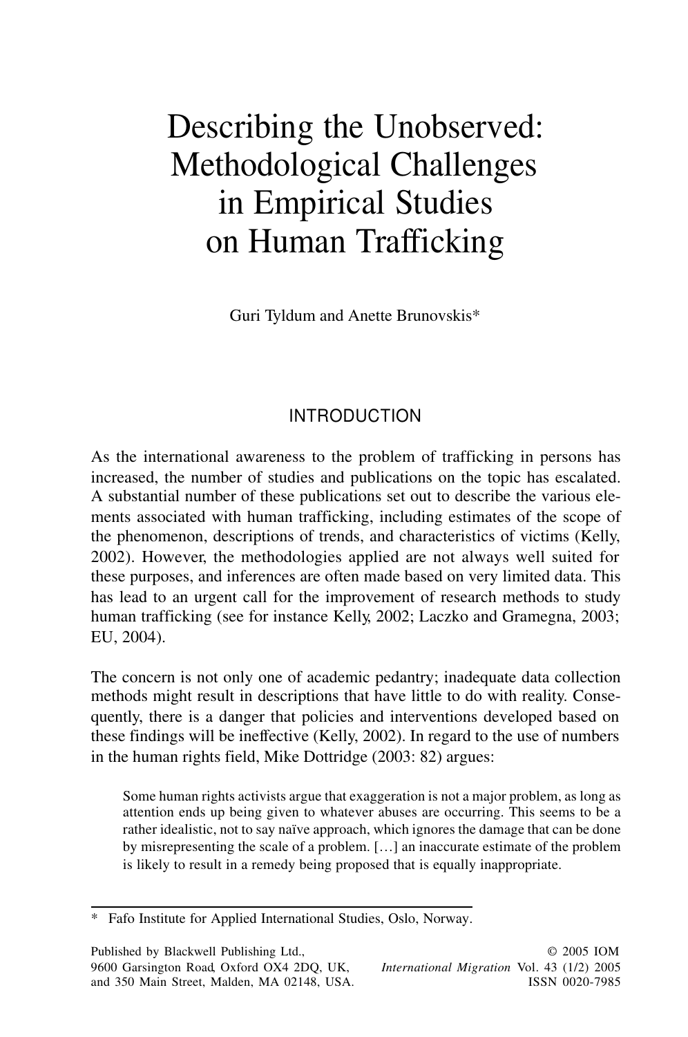# Describing the Unobserved: Methodological Challenges in Empirical Studies on Human Trafficking

Guri Tyldum and Anette Brunovskis*

## INTRODUCTION

As the international awareness to the problem of trafficking in persons has increased, the number of studies and publications on the topic has escalated. A substantial number of these publications set out to describe the various elements associated with human trafficking, including estimates of the scope of the phenomenon, descriptions of trends, and characteristics of victims (Kelly, 2002). However, the methodologies applied are not always well suited for these purposes, and inferences are often made based on very limited data. This has lead to an urgent call for the improvement of research methods to study human trafficking (see for instance Kelly, 2002; Laczko and Gramegna, 2003; EU, 2004).

The concern is not only one of academic pedantry; inadequate data collection methods might result in descriptions that have little to do with reality. Consequently, there is a danger that policies and interventions developed based on these findings will be ineffective (Kelly, 2002). In regard to the use of numbers in the human rights field, Mike Dottridge (2003: 82) argues:

> Some human rights activists argue that exaggeration is not a major problem, as long as attention ends up being given to whatever abuses are occurring. This seems to be a rather idealistic, not to say naïve approach, which ignores the damage that can be done by misrepresenting the scale of a problem. […] an inaccurate estimate of the problem is likely to result in a remedy being proposed that is equally inappropriate.

---

\* Fafo Institute for Applied International Studies, Oslo, Norway.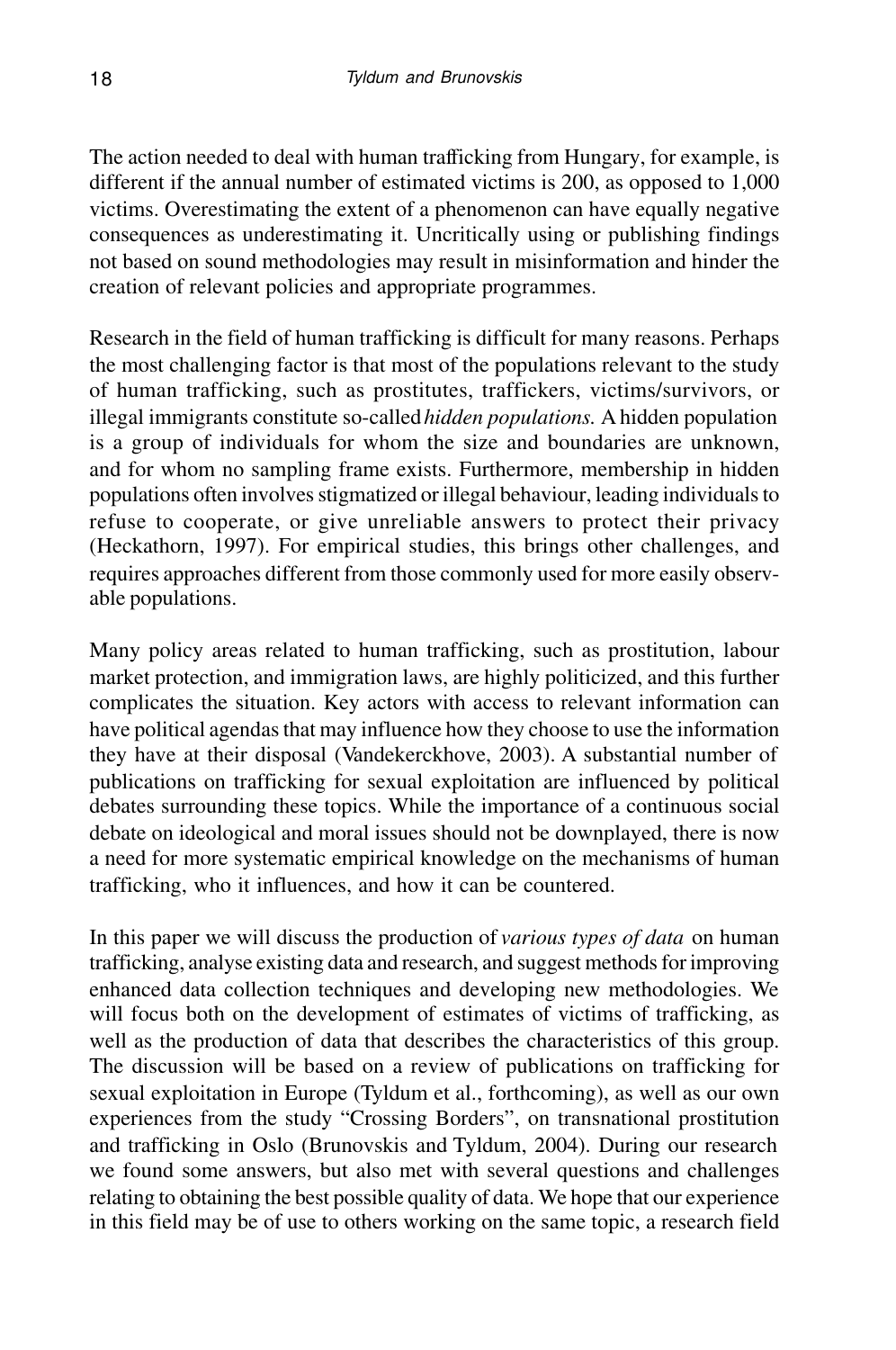The action needed to deal with human trafficking from Hungary, for example, is different if the annual number of estimated victims is 200, as opposed to 1,000 victims. Overestimating the extent of a phenomenon can have equally negative consequences as underestimating it. Uncritically using or publishing findings not based on sound methodologies may result in misinformation and hinder the creation of relevant policies and appropriate programmes.

Research in the field of human trafficking is difficult for many reasons. Perhaps the most challenging factor is that most of the populations relevant to the study of human trafficking, such as prostitutes, traffickers, victims/survivors, or illegal immigrants constitute so-called *hidden populations.* A hidden population is a group of individuals for whom the size and boundaries are unknown, and for whom no sampling frame exists. Furthermore, membership in hidden populations often involves stigmatized or illegal behaviour, leading individuals to refuse to cooperate, or give unreliable answers to protect their privacy (Heckathorn, 1997). For empirical studies, this brings other challenges, and requires approaches different from those commonly used for more easily observable populations.

Many policy areas related to human trafficking, such as prostitution, labour market protection, and immigration laws, are highly politicized, and this further complicates the situation. Key actors with access to relevant information can have political agendas that may influence how they choose to use the information they have at their disposal (Vandekerckhove, 2003). A substantial number of publications on trafficking for sexual exploitation are influenced by political debates surrounding these topics. While the importance of a continuous social debate on ideological and moral issues should not be downplayed, there is now a need for more systematic empirical knowledge on the mechanisms of human trafficking, who it influences, and how it can be countered.

In this paper we will discuss the production of *various types of data* on human trafficking, analyse existing data and research, and suggest methods for improving enhanced data collection techniques and developing new methodologies. We will focus both on the development of estimates of victims of trafficking, as well as the production of data that describes the characteristics of this group. The discussion will be based on a review of publications on trafficking for sexual exploitation in Europe (Tyldum et al., forthcoming), as well as our own experiences from the study "Crossing Borders", on transnational prostitution and trafficking in Oslo (Brunovskis and Tyldum, 2004). During our research we found some answers, but also met with several questions and challenges relating to obtaining the best possible quality of data. We hope that our experience in this field may be of use to others working on the same topic, a research field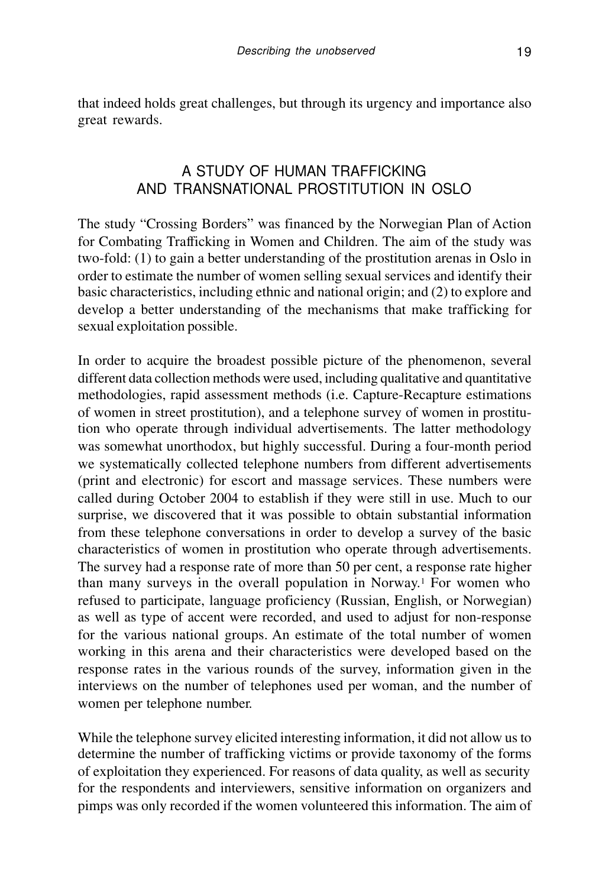that indeed holds great challenges, but through its urgency and importance also great rewards.

## A STUDY OF HUMAN TRAFFICKING AND TRANSNATIONAL PROSTITUTION IN OSLO

The study "Crossing Borders" was financed by the Norwegian Plan of Action for Combating Trafficking in Women and Children. The aim of the study was two-fold: (1) to gain a better understanding of the prostitution arenas in Oslo in order to estimate the number of women selling sexual services and identify their basic characteristics, including ethnic and national origin; and (2) to explore and develop a better understanding of the mechanisms that make trafficking for sexual exploitation possible.

In order to acquire the broadest possible picture of the phenomenon, several different data collection methods were used, including qualitative and quantitative methodologies, rapid assessment methods (i.e. Capture-Recapture estimations of women in street prostitution), and a telephone survey of women in prostitution who operate through individual advertisements. The latter methodology was somewhat unorthodox, but highly successful. During a four-month period we systematically collected telephone numbers from different advertisements (print and electronic) for escort and massage services. These numbers were called during October 2004 to establish if they were still in use. Much to our surprise, we discovered that it was possible to obtain substantial information from these telephone conversations in order to develop a survey of the basic characteristics of women in prostitution who operate through advertisements. The survey had a response of more than 50 per cent, a response rate higher than many surveys in the overall population in Norway.[1] For women who refused to participate, language proficiency (Russian, English, or Norwegian) as well as type of accent were recorded, and used to adjust for non-response for the various national groups. An estimate of the total number of women working in this arena and their characteristics were developed based on the response rates in the various rounds of the survey, information given in the interviews on the number of telephones used per woman, and the number of women per telephone number.

While the telephone survey elicited interesting information, it did not allow us to determine the number of trafficking victims or provide taxonomy of the forms of exploitation they experienced. For reasons of data quality, as well as security for the respondents and interviewers, sensitive information on organizers and pimps was only recorded if the women volunteered this information. The aim of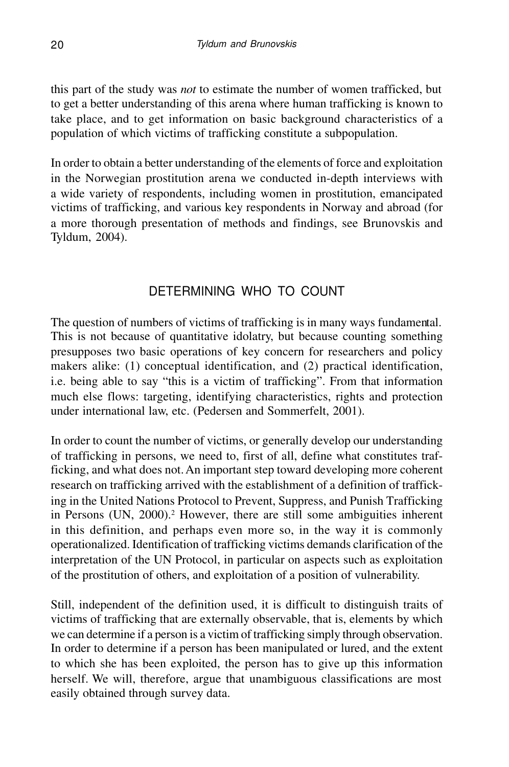this part of the study was *not* to estimate the number of women trafficked, but to get a better understanding of this arena where human trafficking is known to take place, and to get information on basic background characteristics of a population of which victims of trafficking constitute a subpopulation.

In order to obtain a better understanding of the elements of force and exploitation in the Norwegian prostitution arena we conducted in-depth interviews with a wide variety of respondents, including women in prostitution, emancipated victims of trafficking, and various key respondents in Norway and abroad (for a more thorough presentation of methods and findings, see Brunovskis and Tyldum, 2004).

## DETERMINING WHO TO COUNT

The question of numbers of victims of trafficking is in many ways fundamental. This is not because of quantitative idolatry, but because counting something presupposes two basic operations of key concern for researchers and policy makers alike: (1) conceptual identification, and (2) practical identification, i.e. being able to say "this is a victim of trafficking". From that information much else flows: targeting, identifying characteristics, rights and protection under international law, etc. (Pedersen and Sommerfelt, 2001).

In order to count the number of victims, or generally develop our understanding of trafficking in persons, we need to, first of all, define what constitutes trafficking, and what does not. An important step toward developing more coherent research on trafficking arrived with the establishment of a definition of trafficking in the United Nations Protocol to Prevent, Suppress, and Punish Trafficking in Persons (UN, 2000).[2] However, there are still some ambiguities inherent in this definition, and perhaps even more so, in the way it is commonly operationalized. Identification of trafficking victims demands clarification of the interpretation of the UN Protocol, in particular on aspects such as exploitation of the prostitution of others, and exploitation of a position of vulnerability.

Still, independent of the definition used, it is difficult to distinguish traits of victims of trafficking that are externally observable, that is, elements by which we can determine if a person is a victim of trafficking simply through observation. In order to determine if a person has been manipulated or lured, and the extent to which she has been exploited, the person has to give up this information herself. We will, therefore, argue that unambiguous classifications are most easily obtained through survey data.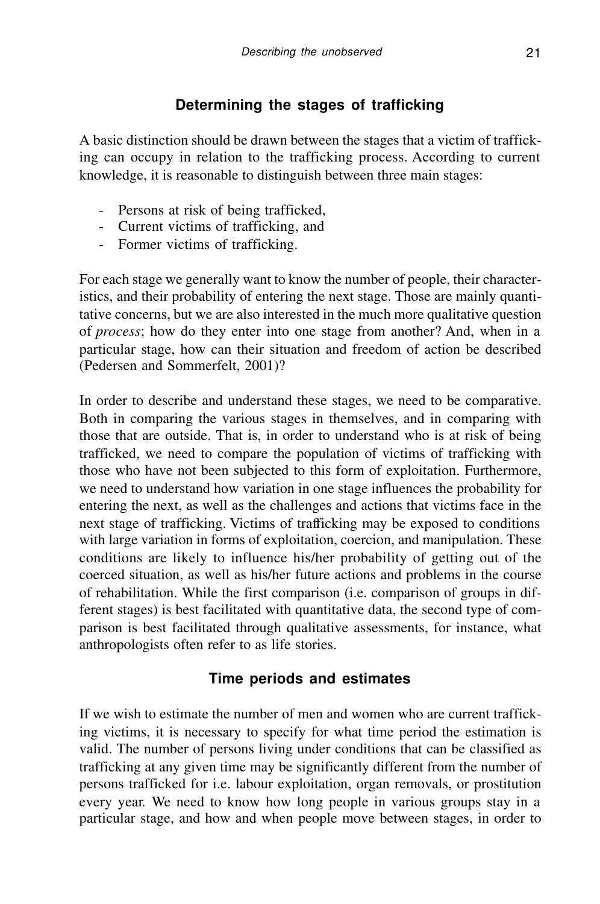## Determining the stages of trafficking

A basic distinction should be drawn between the stages that a victim of trafficking can occupy in relation to the trafficking process. According to current knowledge, it is reasonable to distinguish between three main stages:

- Persons at risk of being trafficked,
- Current victims of trafficking, and
- Former victims of trafficking.

For each stage we generally want to know the number of people, their characteristics, and their probability of entering the next stage. Those are mainly quantitative concerns, but we are also interested in the much more qualitative question of *process*; how do they enter into one stage from another? And, when in a particular stage, how can their situation and freedom of action be described (Pedersen and Sommerfelt, 2001)?

In order to describe and understand these stages, we need to be comparative. Both in comparing the various stages in themselves, and in comparing with those that are outside. That is, in order to understand who is at risk of being trafficked, we need to compare the population of victims of trafficking with those who have not been subjected to this form of exploitation. Furthermore, we need to understand how variation in one stage influences the probability for entering the next, as well as the challenges and actions that victims face in the next stage of trafficking. Victims of trafficking may be exposed to conditions with large variation in forms of exploitation, coercion, and manipulation. These conditions are likely to influence his/her probability of getting out of the coerced situation, as well as his/her future actions and problems in the course of rehabilitation. While the first comparison (i.e. comparison of groups in different stages) is best facilitated with quantitative data, the second type of comparison is best facilitated through qualitative assessments, for instance, what anthropologists often refer to as life stories.

## Time periods and estimates

If we wish to estimate the number of men and women who are current trafficking victims, it is necessary to specify for what time period the estimation is valid. The number of persons living under conditions that can be classified as trafficking at any given time may be significantly different from the number of persons trafficked for i.e. labour exploitation, organ removals, or prostitution every year. We need to know how long people in various groups stay in a particular stage, and how and when people move between stages, in order to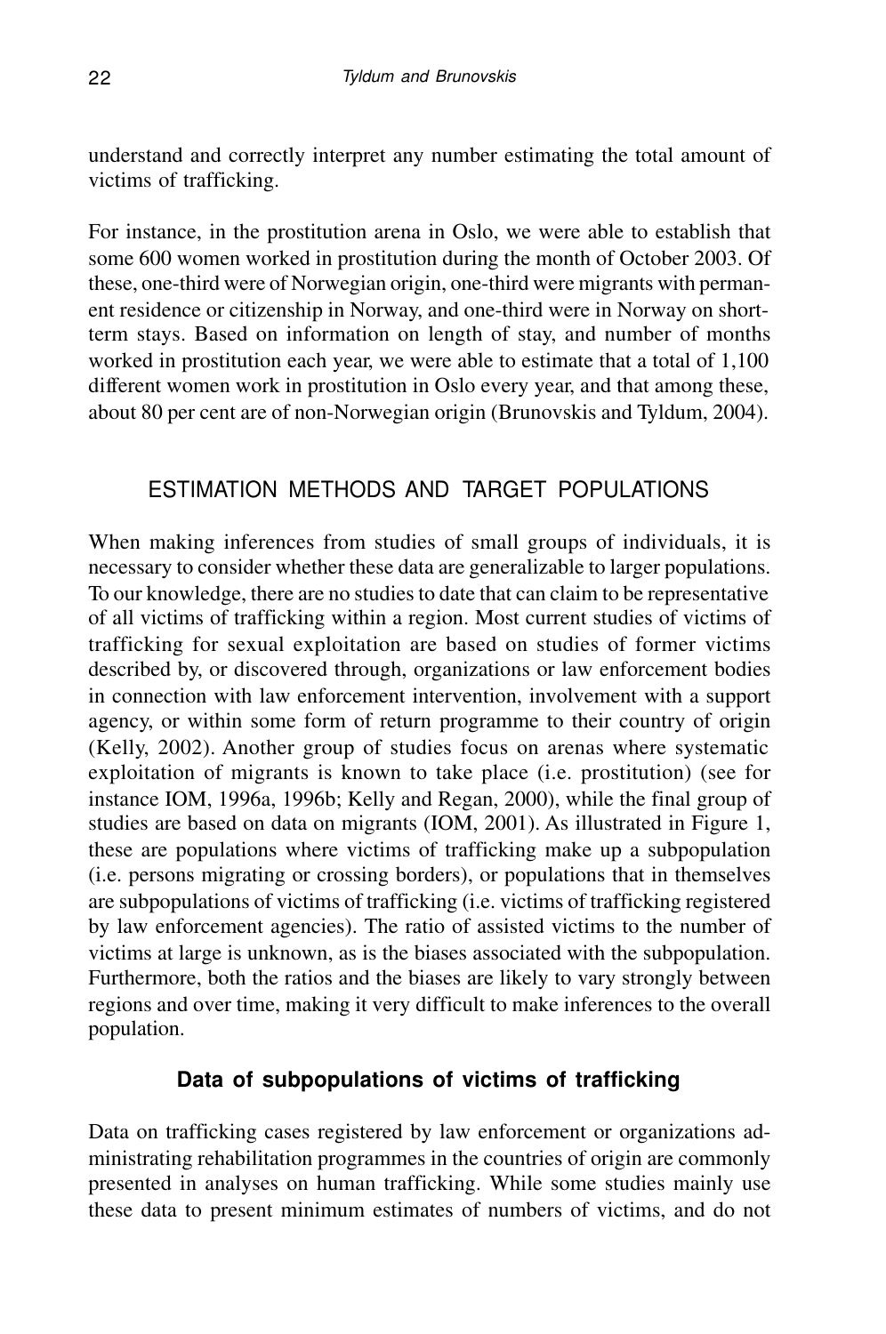understand and correctly interpret any number estimating the total amount of victims of trafficking.

For instance, in the prostitution arena in Oslo, we were able to establish that some 600 women worked in prostitution during the month of October 2003. Of these, one-third were of Norwegian origin, one-third were migrants with permanent residence or citizenship in Norway, and one-third were in Norway on short-term stays. Based on information on length of stay, and number of months worked in prostitution each year, we were able to estimate that a total of 1,100 different women work in prostitution in Oslo every year, and that among these, about 80 per cent are of non-Norwegian origin (Brunovskis and Tyldum, 2004).

## ESTIMATION METHODS AND TARGET POPULATIONS

When making inferences from studies of small groups of individuals, it is necessary to consider whether these data are generalizable to larger populations. To our knowledge, there are no studies to date that can claim to be representative of all victims of trafficking within a region. Most current studies of victims of trafficking for sexual exploitation are based on studies of former victims described by, or discovered through, organizations or law enforcement bodies in connection with law enforcement intervention, involvement with a support agency, or within some form of return programme to their country of origin (Kelly, 2002). Another group of studies focus on arenas where systematic exploitation of migrants is known to take place (i.e. prostitution) (see for instance IOM, 1996a, 1996b; Kelly and Regan, 2000), while the final group of studies are based on data on migrants (IOM, 2001). As illustrated in Figure 1, these are populations where victims of trafficking make up a subpopulation (i.e. persons migrating or crossing borders), or populations that in themselves are subpopulations of victims of trafficking (i.e. victims of trafficking registered by law enforcement agencies). The ratio of assisted victims to the number of victims at large is unknown, as is the biases associated with the subpopulation. Furthermore, both the ratios and the biases are likely to vary strongly between regions and over time, making it very difficult to make inferences to the overall population.

### Data of subpopulations of victims of trafficking

Data on trafficking cases registered by law enforcement or organizations administrating rehabilitation programmes in the countries of origin are commonly presented in analyses on human trafficking. While some studies mainly use these data to present minimum estimates of numbers of victims, and do not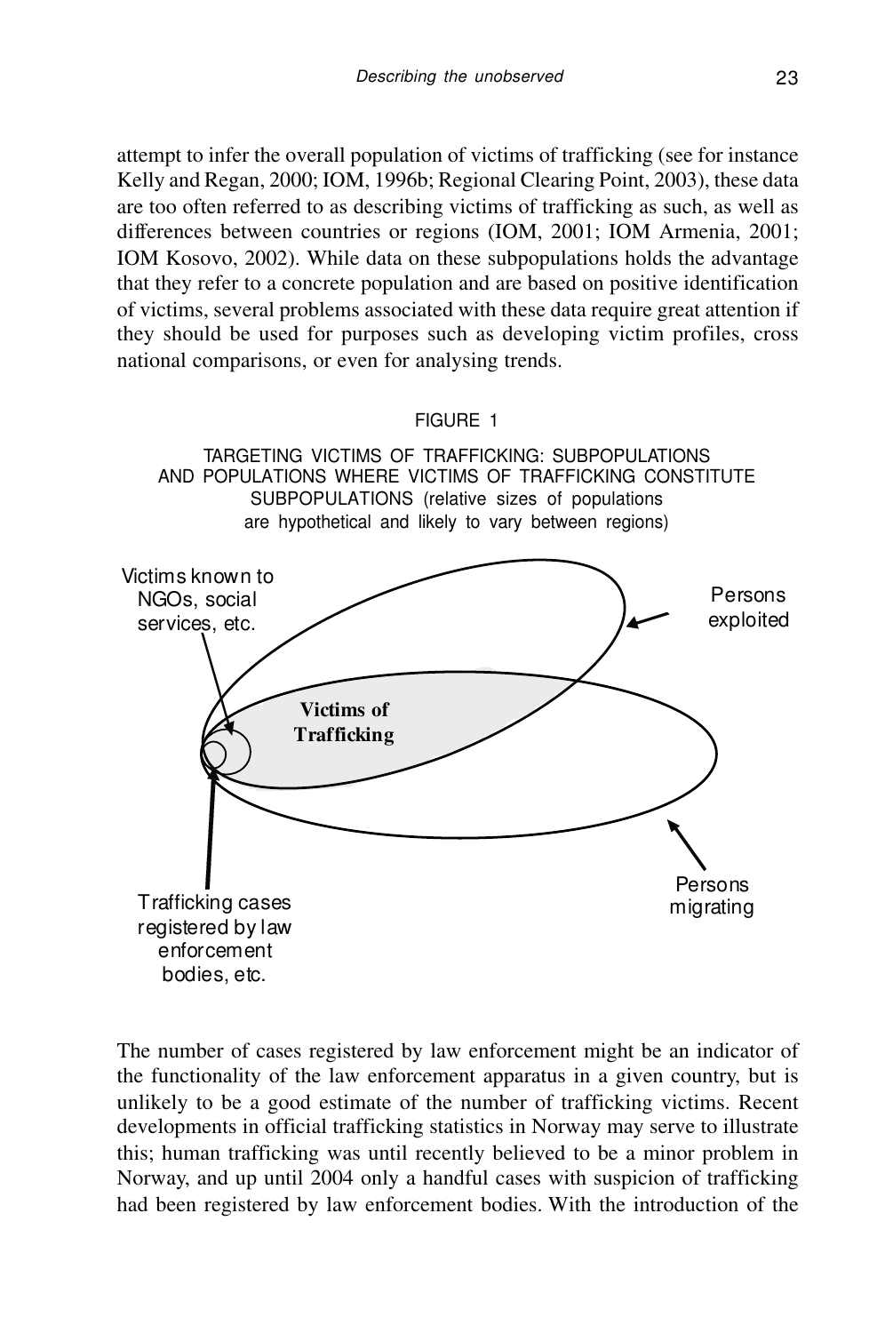attempt to infer the overall population of victims of trafficking (see for instance Kelly and Regan, 2000; IOM, 1996b; Regional Clearing Point, 2003), these data are too often referred to as describing victims of trafficking as such, as well as differences between countries or regions (IOM, 2001; IOM Armenia, 2001; IOM Kosovo, 2002). While data on these subpopulations holds the advantage that they refer to a concrete population and are based on positive identification of victims, several problems associated with these data require great attention if they should be used for purposes such as developing victim profiles, cross national comparisons, or even for analysing trends.

FIGURE 1

TARGETING VICTIMS OF TRAFFICKING: SUBPOPULATIONS AND POPULATIONS WHERE VICTIMS OF TRAFFICKING CONSTITUTE SUBPOPULATIONS (relative sizes of populations are hypothetical and likely to vary between regions)

Victims known to NGOs, social services, etc.

Persons exploited

**Victims of Trafficking**

Persons migrating

Trafficking cases registered by law enforcement bodies, etc.

The number of cases registered by law enforcement might be an indicator of the functionality of the law enforcement apparatus in a given country, but is unlikely to be a good estimate of the number of trafficking victims. Recent developments in official trafficking statistics in Norway may serve to illustrate this; human trafficking was until recently believed to be a minor problem in Norway, and up until 2004 only a handful cases with suspicion of trafficking had been registered by law enforcement bodies. With the introduction of the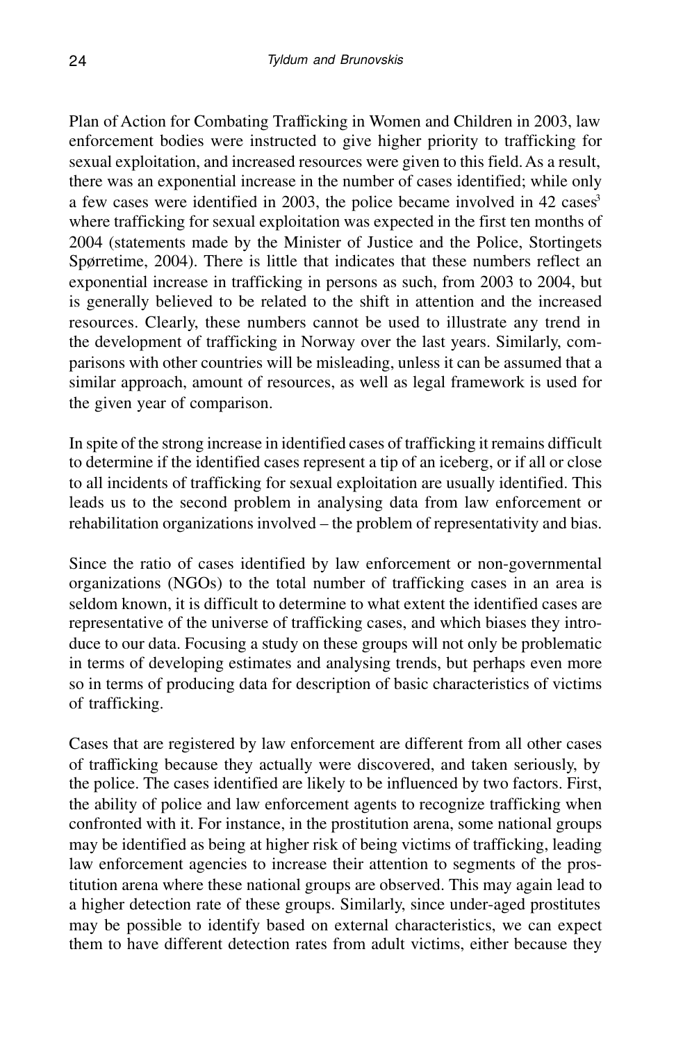Plan of Action for Combating Trafficking in Women and Children in 2003, law enforcement bodies were instructed to give higher priority to trafficking for sexual exploitation, and increased resources were given to this field. As a result, there was an exponential increase in the number of cases identified; while only a few cases were identified in 2003, the police became involved in 42 cases[3] where trafficking for sexual exploitation was expected in the first ten months of 2004 (statements made by the Minister of Justice and the Police, Stortingets Spørretime, 2004). There is little that indicates that these numbers reflect an exponential increase in trafficking in persons as such, from 2003 to 2004, but is generally believed to be related to the shift in attention and the increased resources. Clearly, these numbers cannot be used to illustrate any trend in the development of trafficking in Norway over the last years. Similarly, comparisons with other countries will be misleading, unless it can be assumed that a similar approach, amount of resources, as well as legal framework is used for the given year of comparison.

In spite of the strong increase in identified cases of trafficking it remains difficult to determine if the identified cases represent a tip of an iceberg, or if all or close to all incidents of trafficking for sexual exploitation are usually identified. This leads us to the second problem in analysing data from law enforcement or rehabilitation organizations involved – the problem of representativity and bias.

Since the ratio of cases identified by law enforcement or non-governmental organizations (NGOs) to the total number of trafficking cases in an area is seldom known, it is difficult to determine to what extent the identified cases are representative of the universe of trafficking cases, and which biases they introduce to our data. Focusing a study on these groups will not only be problematic in terms of developing estimates and analysing trends, but perhaps even more so in terms of producing data for description of basic characteristics of victims of trafficking.

Cases that are registered by law enforcement are different from all other cases of trafficking because they actually were discovered, and taken seriously, by the police. The cases identified are likely to be influenced by two factors. First, the ability of police and law enforcement agents to recognize trafficking when confronted with it. For instance, in the prostitution arena, some national groups may be identified as being at higher risk of being victims of trafficking, leading law enforcement agencies to increase their attention to segments of the prostitution arena where these national groups are observed. This may again lead to a higher detection rate of these groups. Similarly, since under-aged prostitutes may be possible to identify based on external characteristics, we can expect them to have different detection rates from adult victims, either because they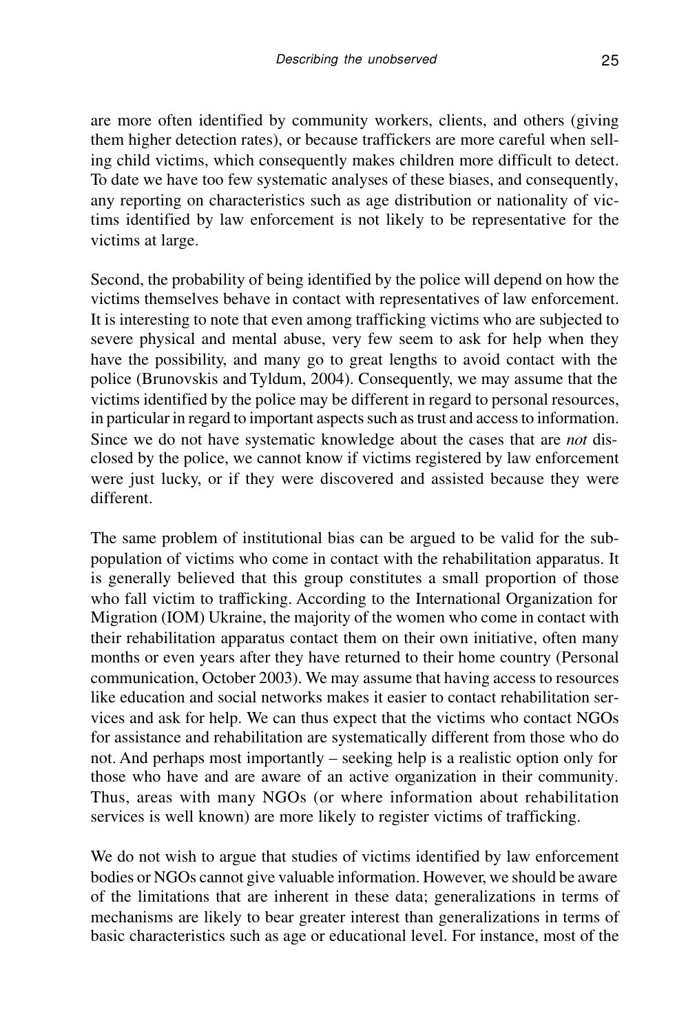are more often identified by community workers, clients, and others (giving them higher detection rates), or because traffickers are more careful when selling child victims, which consequently makes children more difficult to detect. To date we have too few systematic analyses of these biases, and consequently, any reporting on characteristics such as age distribution or nationality of victims identified by law enforcement is not likely to be representative for the victims at large.

Second, the probability of being identified by the police will depend on how the victims themselves behave in contact with representatives of law enforcement. It is interesting to note that even among trafficking victims who are subjected to severe physical and mental abuse, very few seem to ask for help when they have the possibility, and many go to great lengths to avoid contact with the police (Brunovskis and Tyldum, 2004). Consequently, we may assume that the victims identified by the police may be different in regard to personal resources, in particular in regard to important aspects such as trust and access to information. Since we do not have systematic knowledge about the cases that are *not* disclosed by the police, we cannot know if victims registered by law enforcement were just lucky, or if they were discovered and assisted because they were different.

The same problem of institutional bias can be argued to be valid for the subpopulation of victims who come in contact with the rehabilitation apparatus. It is generally believed that this group constitutes a small proportion of those who fall victim to trafficking. According to the International Organization for Migration (IOM) Ukraine, the majority of the women who come in contact with their rehabilitation apparatus contact them on their own initiative, often many months or even years after they have returned to their home country (Personal communication, October 2003). We may assume that having access to resources like education and social networks makes it easier to contact rehabilitation services and ask for help. We can thus expect that the victims who contact NGOs for assistance and rehabilitation are systematically different from those who do not. And perhaps most importantly – seeking help is a realistic option only for those who have and are aware of an active organization in their community. Thus, areas with many NGOs (or where information about rehabilitation services is well known) are more likely to register victims of trafficking.

We do not wish to argue that studies of victims identified by law enforcement bodies or NGOs cannot give valuable information. However, we should be aware of the limitations that are inherent in these data; generalizations in terms of mechanisms are likely to bear greater interest than generalizations in terms of basic characteristics such as age or educational level. For instance, most of the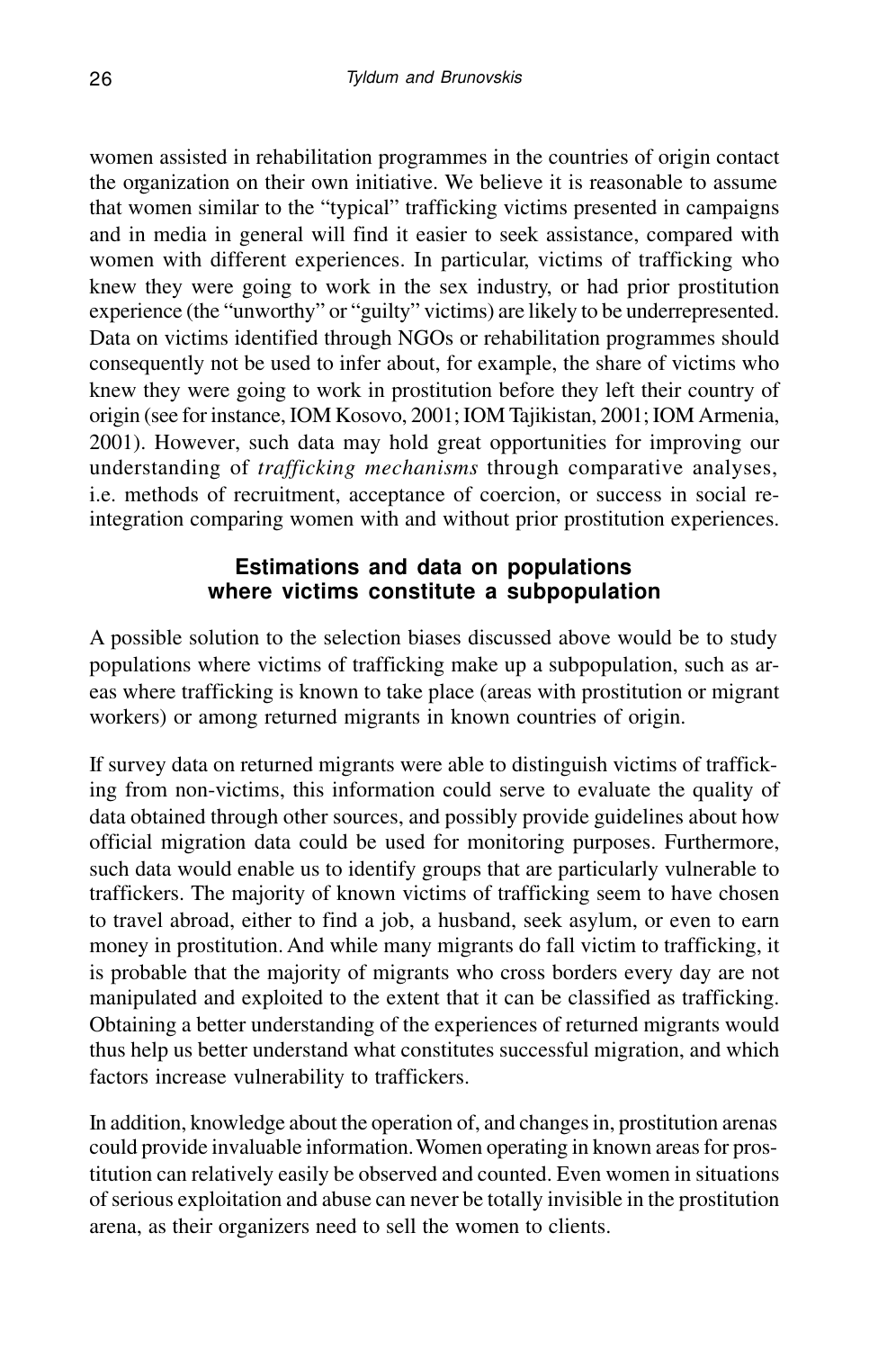women assisted in rehabilitation programmes in the countries of origin contact the organization on their own initiative. We believe it is reasonable to assume that women similar to the "typical" trafficking victims presented in campaigns and in media in general will find it easier to seek assistance, compared with women with different experiences. In particular, victims of trafficking who knew they were going to work in the sex industry, or had prior prostitution experience (the "unworthy" or "guilty" victims) are likely to be underrepresented. Data on victims identified through NGOs or rehabilitation programmes should consequently not be used to infer about, for example, the share of victims who knew they were going to work in prostitution before they left their country of origin (see for instance, IOM Kosovo, 2001; IOM Tajikistan, 2001; IOM Armenia, 2001). However, such data may hold great opportunities for improving our understanding of *trafficking mechanisms* through comparative analyses, i.e. methods of recruitment, acceptance of coercion, or success in social re-integration comparing women with and without prior prostitution experiences.

## Estimations and data on populations where victims constitute a subpopulation

A possible solution to the selection biases discussed above would be to study populations where victims of trafficking make up a subpopulation, such as areas where trafficking is known to take place (areas with prostitution or migrant workers) or among returned migrants in known countries of origin.

If survey data on returned migrants were able to distinguish victims of trafficking from non-victims, this information could serve to evaluate the quality of data obtained through other sources, and possibly provide guidelines about how official migration data could be used for monitoring purposes. Furthermore, such data would enable us to identify groups that are particularly vulnerable to traffickers. The majority of known victims of trafficking seem to have chosen to travel abroad, either to find a job, a husband, seek asylum, or even to earn money in prostitution. And while many migrants do fall victim to trafficking, it is probable that the majority of migrants who cross borders every day are not manipulated and exploited to the extent that it can be classified as trafficking. Obtaining a better understanding of the experiences of returned migrants would thus help us better understand what constitutes successful migration, and which factors increase vulnerability to traffickers.

In addition, knowledge about the operation of, and changes in, prostitution arenas could provide invaluable information. Women operating in known areas for prostitution can relatively easily be observed and counted. Even women in situations of serious exploitation and abuse can never be totally invisible in the prostitution arena, as their organizers need to sell the women to clients.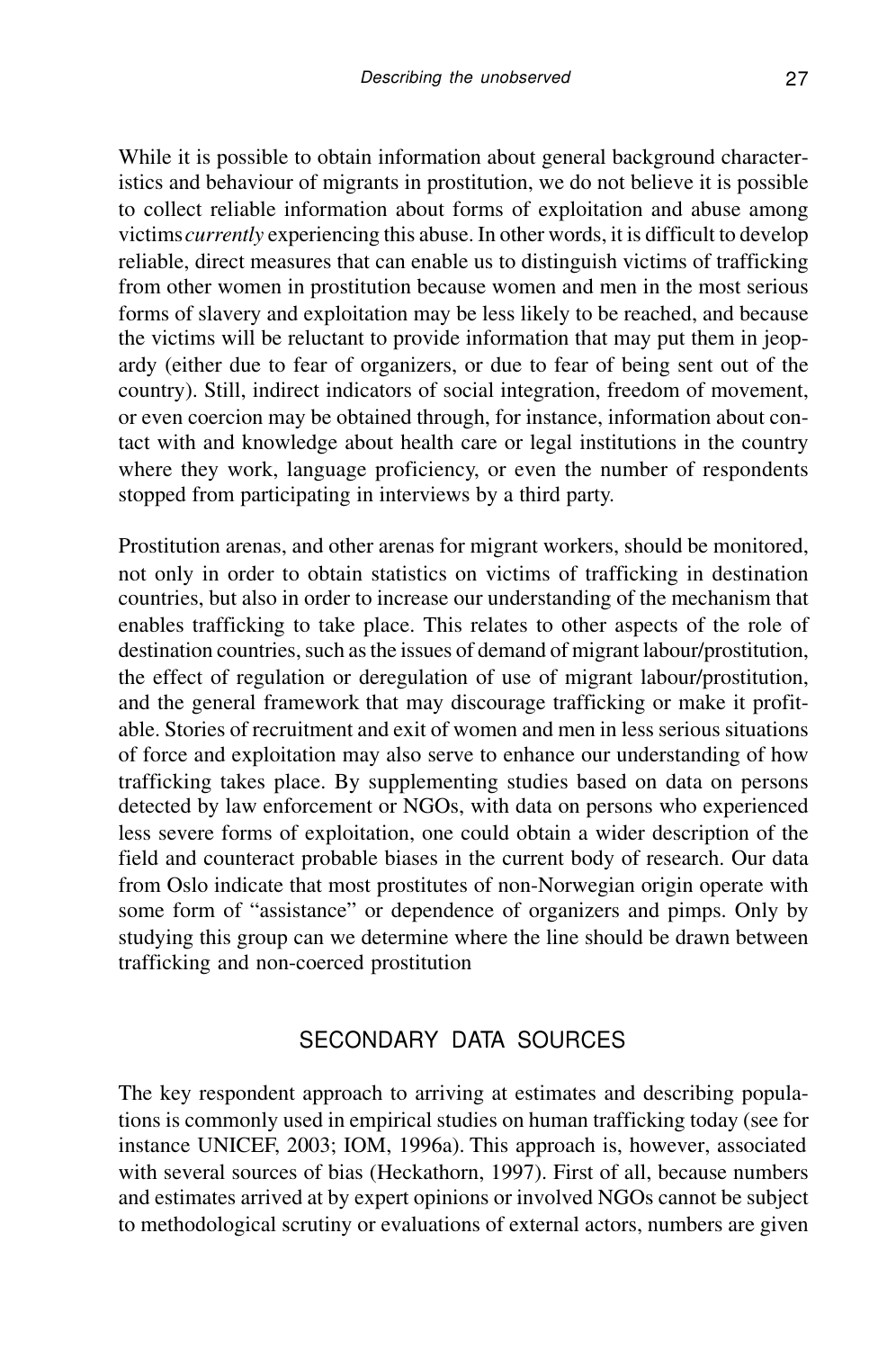While it is possible to obtain information about general background characteristics and behaviour of migrants in prostitution, we do not believe it is possible to collect reliable information about forms of exploitation and abuse among victims *currently* experiencing this abuse. In other words, it is difficult to develop reliable, direct measures that can enable us to distinguish victims of trafficking from other women in prostitution because women and men in the most serious forms of slavery and exploitation may be less likely to be reached, and because the victims will be reluctant to provide information that may put them in jeopardy (either due to fear of organizers, or due to fear of being sent out of the country). Still, indirect indicators of social integration, freedom of movement, or even coercion may be obtained through, for instance, information about contact with and knowledge about health care or legal institutions in the country where they work, language proficiency, or even the number of respondents stopped from participating in interviews by a third party.

Prostitution arenas, and other arenas for migrant workers, should be monitored, not only in order to obtain statistics on victims of trafficking in destination countries, but also in order to increase our understanding of the mechanism that enables trafficking to take place. This relates to other aspects of the role of destination countries, such as the issues of demand of migrant labour/prostitution, the effect of regulation or deregulation of use of migrant labour/prostitution, and the general framework that may discourage trafficking or make it profitable. Stories of recruitment and exit of women and men in less serious situations of force and exploitation may also serve to enhance our understanding of how trafficking takes place. By supplementing studies based on data on persons detected by law enforcement or NGOs, with data on persons who experienced less severe forms of exploitation, one could obtain a wider description of the field and counteract probable biases in the current body of research. Our data from Oslo indicate that most prostitutes of non-Norwegian origin operate with some form of "assistance" or dependence of organizers and pimps. Only by studying this group can we determine where the line should be drawn between trafficking and non-coerced prostitution

## SECONDARY DATA SOURCES

The key respondent approach to arriving at estimates and describing populations is commonly used in empirical studies on human trafficking today (see for instance UNICEF, 2003; IOM, 1996a). This approach is, however, associated with several sources of bias (Heckathorn, 1997). First of all, because numbers and estimates arrived at by expert opinions or involved NGOs cannot be subject to methodological scrutiny or evaluations of external actors, numbers are given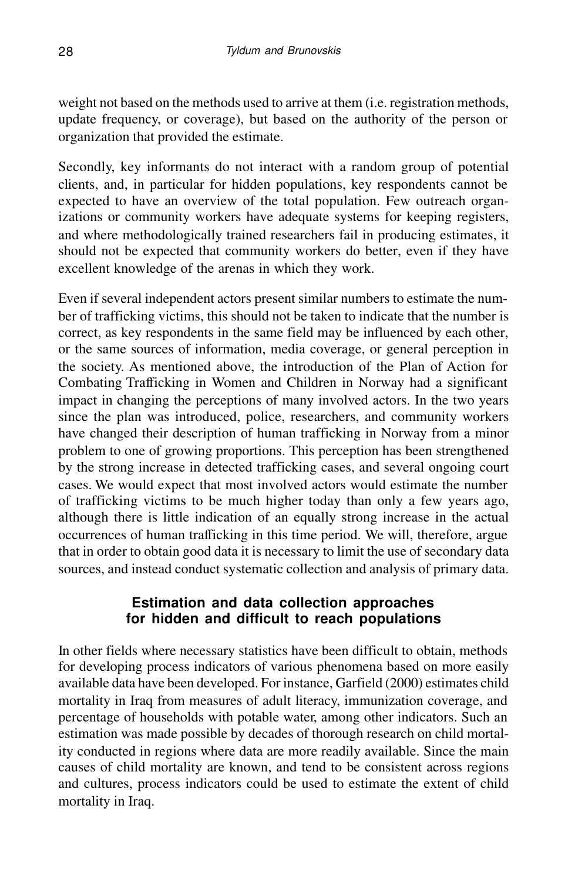weight not based on the methods used to arrive at them (i.e. registration methods, update frequency, or coverage), but based on the authority of the person or organization that provided the estimate.

Secondly, key informants do not interact with a random group of potential clients, and, in particular for hidden populations, key respondents cannot be expected to have an overview of the total population. Few outreach organizations or community workers have adequate systems for keeping registers, and where methodologically trained researchers fail in producing estimates, it should not be expected that community workers do better, even if they have excellent knowledge of the arenas in which they work.

Even if several independent actors present similar numbers to estimate the number of trafficking victims, this should not be taken to indicate that the number is correct, as key respondents in the same field may be influenced by each other, or the same sources of information, media coverage, or general perception in the society. As mentioned above, the introduction of the Plan of Action for Combating Trafficking in Women and Children in Norway had a significant impact in changing the perceptions of many involved actors. In the two years since the plan was introduced, police, researchers, and community workers have changed their description of human trafficking in Norway from a minor problem to one of growing proportions. This perception has been strengthened by the strong increase in detected trafficking cases, and several ongoing court cases. We would expect that most involved actors would estimate the number of trafficking victims to be much higher today than only a few years ago, although there is little indication of an equally strong increase in the actual occurrences of human trafficking in this time period. We will, therefore, argue that in order to obtain good data it is necessary to limit the use of secondary data sources, and instead conduct systematic collection and analysis of primary data.

## Estimation and data collection approaches for hidden and difficult to reach populations

In other fields where necessary statistics have been difficult to obtain, methods for developing process indicators of various phenomena based on more easily available data have been developed. For instance, Garfield (2000) estimates child mortality in Iraq from measures of adult literacy, immunization coverage, and percentage of households with potable water, among other indicators. Such an estimation was made possible by decades of thorough research on child mortality conducted in regions where data are more readily available. Since the main causes of child mortality are known, and tend to be consistent across regions and cultures, process indicators could be used to estimate the extent of child mortality in Iraq.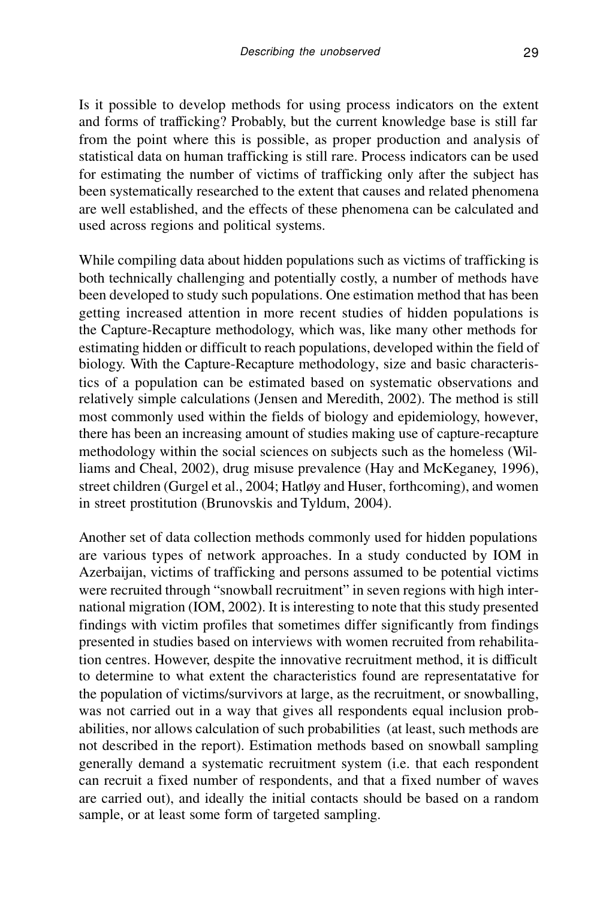Is it possible to develop methods for using process indicators on the extent and forms of trafficking? Probably, but the current knowledge base is still far from the point where this is possible, as proper production and analysis of statistical data on human trafficking is still rare. Process indicators can be used for estimating the number of victims of trafficking only after the subject has been systematically researched to the extent that causes and related phenomena are well established, and the effects of these phenomena can be calculated and used across regions and political systems.

While compiling data about hidden populations such as victims of trafficking is both technically challenging and potentially costly, a number of methods have been developed to study such populations. One estimation method that has been getting increased attention in more recent studies of hidden populations is the Capture-Recapture methodology, which was, like many other methods for estimating hidden or difficult to reach populations, developed within the field of biology. With the Capture-Recapture methodology, size and basic characteristics of a population can be estimated based on systematic observations and relatively simple calculations (Jensen and Meredith, 2002). The method is still most commonly used within the fields of biology and epidemiology, however, there has been an increasing amount of studies making use of capture-recapture methodology within the social sciences on subjects such as the homeless (Williams and Cheal, 2002), drug misuse prevalence (Hay and McKeganey, 1996), street children (Gurgel et al., 2004; Hatløy and Huser, forthcoming), and women in street prostitution (Brunovskis and Tyldum, 2004).

Another set of data collection methods commonly used for hidden populations are various types of network approaches. In a study conducted by IOM in Azerbaijan, victims of trafficking and persons assumed to be potential victims were recruited through "snowball recruitment" in seven regions with high international migration (IOM, 2002). It is interesting to note that this study presented findings with victim profiles that sometimes differ significantly from findings presented in studies based on interviews with women recruited from rehabilitation centres. However, despite the innovative recruitment method, it is difficult to determine to what extent the characteristics found are representatative for the population of victims/survivors at large, as the recruitment, or snowballing, was not carried out in a way that gives all respondents equal inclusion probabilities, nor allows calculation of such probabilities (at least, such methods are not described in the report). Estimation methods based on snowball sampling generally demand a systematic recruitment system (i.e. that each respondent can recruit a fixed number of respondents, and that a fixed number of waves are carried out), and ideally the initial contacts should be based on a random sample, or at least some form of targeted sampling.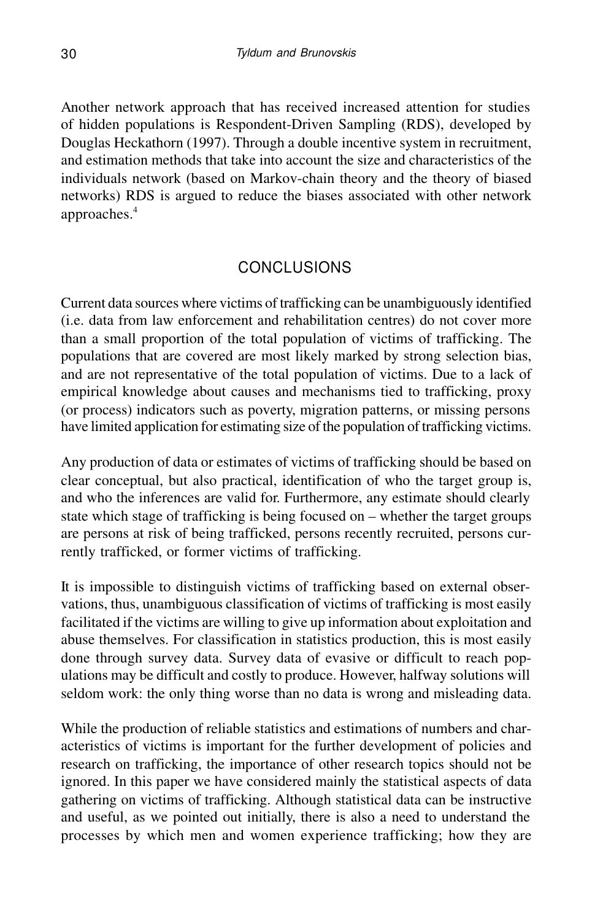Another network approach that has received increased attention for studies of hidden populations is Respondent-Driven Sampling (RDS), developed by Douglas Heckathorn (1997). Through a double incentive system in recruitment, and estimation methods that take into account the size and characteristics of the individuals network (based on Markov-chain theory and the theory of biased networks) RDS is argued to reduce the biases associated with other network approaches.[4]

## CONCLUSIONS

Current data sources where victims of trafficking can be unambiguously identified (i.e. data from law enforcement and rehabilitation centres) do not cover more than a small proportion of the total population of victims of trafficking. The populations that are covered are most likely marked by strong selection bias, and are not representative of the total population of victims. Due to a lack of empirical knowledge about causes and mechanisms tied to trafficking, proxy (or process) indicators such as poverty, migration patterns, or missing persons have limited application for estimating size of the population of trafficking victims.

Any production of data or estimates of victims of trafficking should be based on clear conceptual, but also practical, identification of who the target group is, and who the inferences are valid for. Furthermore, any estimate should clearly state which stage of trafficking is being focused on – whether the target groups are persons at risk of being trafficked, persons recently recruited, persons currently trafficked, or former victims of trafficking.

It is impossible to distinguish victims of trafficking based on external observations, thus, unambiguous classification of victims of trafficking is most easily facilitated if the victims are willing to give up information about exploitation and abuse themselves. For classification in statistics production, this is most easily done through survey data. Survey data of evasive or difficult to reach populations may be difficult and costly to produce. However, halfway solutions will seldom work: the only thing worse than no data is wrong and misleading data.

While the production of reliable statistics and estimations of numbers and characteristics of victims is important for the further development of policies and research on trafficking, the importance of other research topics should not be ignored. In this paper we have considered mainly the statistical aspects of data gathering on victims of trafficking. Although statistical data can be instructive and useful, as we pointed out initially, there is also a need to understand the processes by which men and women experience trafficking; how they are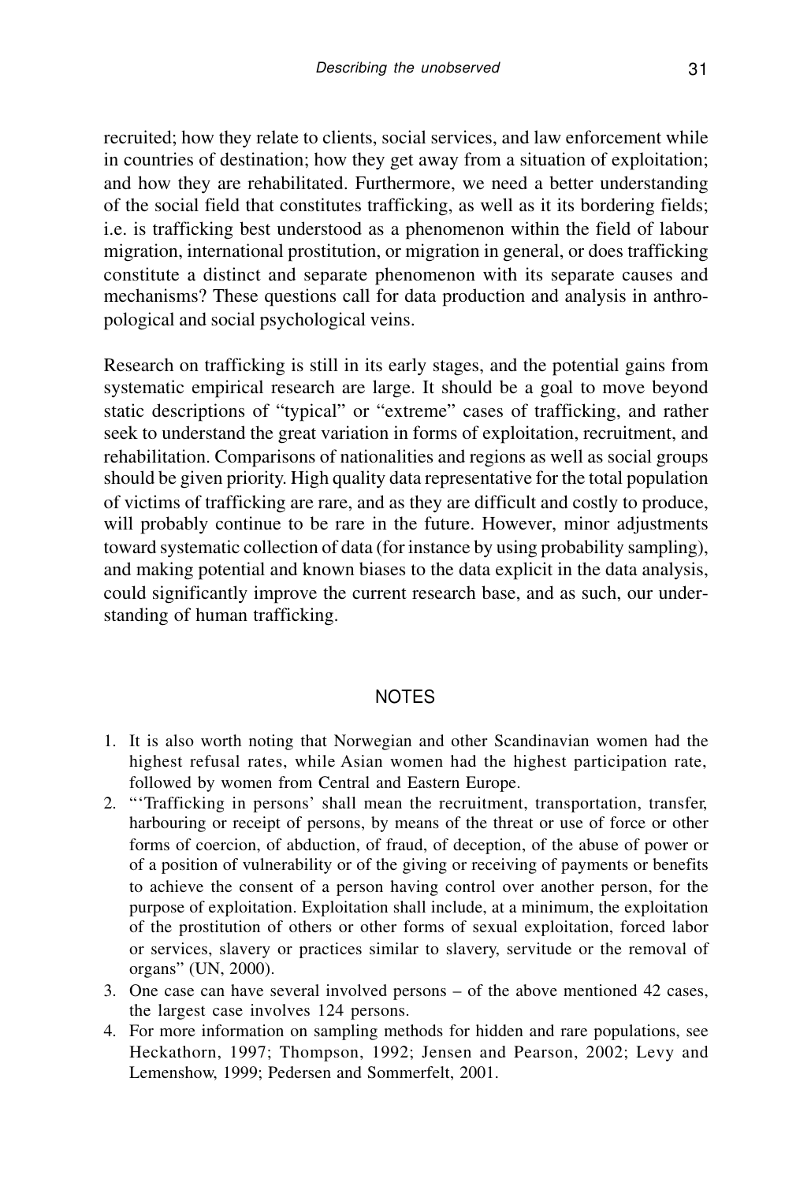recruited; how they relate to clients, social services, and law enforcement while in countries of destination; how they get away from a situation of exploitation; and how they are rehabilitated. Furthermore, we need a better understanding of the social field that constitutes trafficking, as well as it its bordering fields; i.e. is trafficking best understood as a phenomenon within the field of labour migration, international prostitution, or migration in general, or does trafficking constitute a distinct and separate phenomenon with its separate causes and mechanisms? These questions call for data production and analysis in anthropological and social psychological veins.

Research on trafficking is still in its early stages, and the potential gains from systematic empirical research are large. It should be a goal to move beyond static descriptions of "typical" or "extreme" cases of trafficking, and rather seek to understand the great variation in forms of exploitation, recruitment, and rehabilitation. Comparisons of nationalities and regions as well as social groups should be given priority. High quality data representative for the total population of victims of trafficking are rare, and as they are difficult and costly to produce, will probably continue to be rare in the future. However, minor adjustments toward systematic collection of data (for instance by using probability sampling), and making potential and known biases to the data explicit in the data analysis, could significantly improve the current research base, and as such, our understanding of human trafficking.

## NOTES

1. It is also worth noting that Norwegian and other Scandinavian women had the highest refusal rates, while Asian women had the highest participation rate, followed by women from Central and Eastern Europe.
2. "'Trafficking in persons' shall mean the recruitment, transportation, transfer, harbouring or receipt of persons, by means of the threat or use of force or other forms of coercion, of abduction, of fraud, of deception, of the abuse of power or of a position of vulnerability or of the giving or receiving of payments or benefits to achieve the consent of a person having control over another person, for the purpose of exploitation. Exploitation shall include, at a minimum, the exploitation of the prostitution of others or other forms of sexual exploitation, forced labor or services, slavery or practices similar to slavery, servitude or the removal of organs" (UN, 2000).
3. One case can have several involved persons – of the above mentioned 42 cases, the largest case involves 124 persons.
4. For more information on sampling methods for hidden and rare populations, see Heckathorn, 1997; Thompson, 1992; Jensen and Pearson, 2002; Levy and Lemenshow, 1999; Pedersen and Sommerfelt, 2001.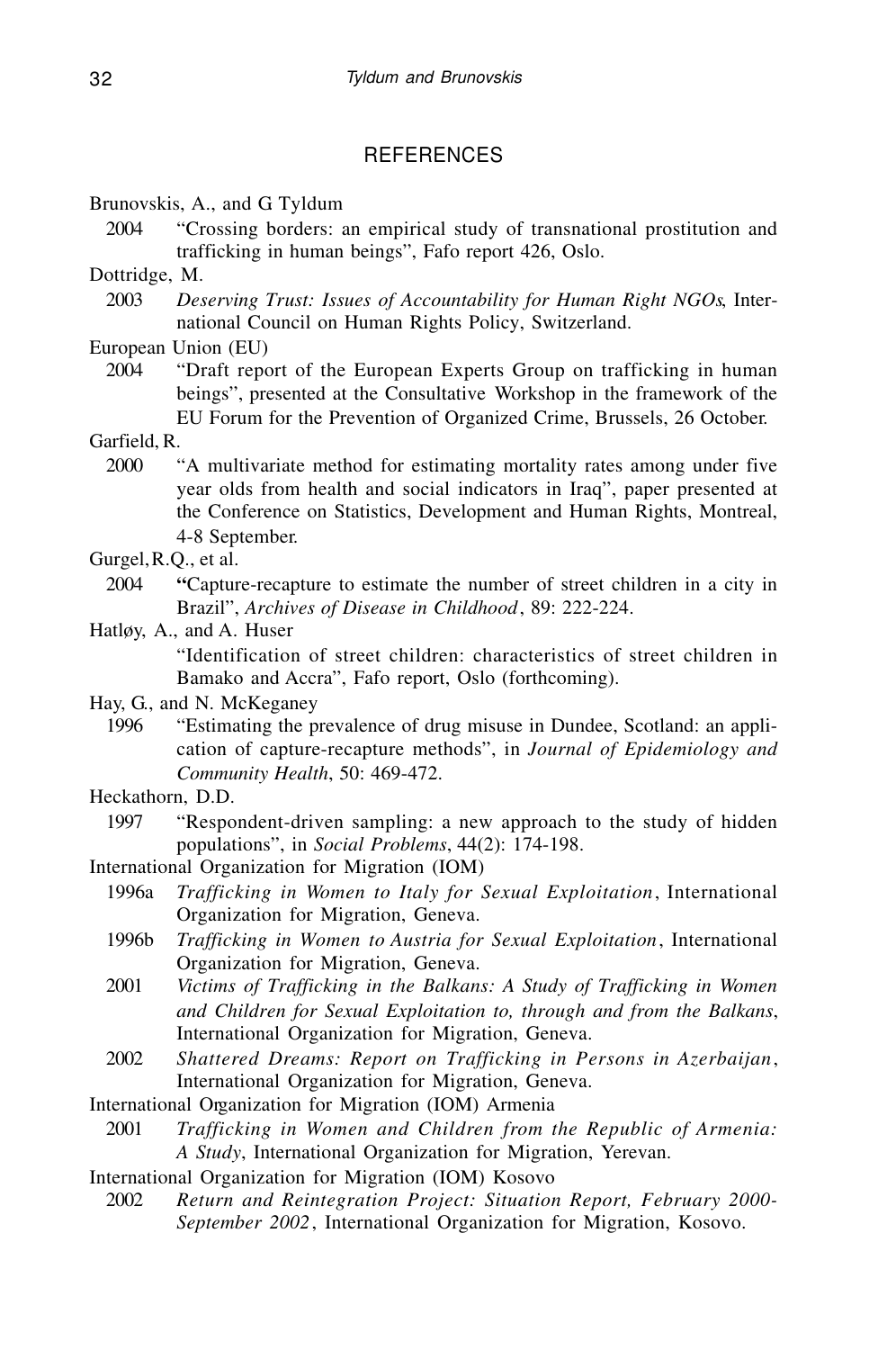## REFERENCES

Brunovskis, A., and G Tyldum

2004 "Crossing borders: an empirical study of transnational prostitution and trafficking in human beings", Fafo report 426, Oslo.

Dottridge, M.

2003 *Deserving Trust: Issues of Accountability for Human Right NGOs*, International Council on Human Rights Policy, Switzerland.

European Union (EU)

2004 "Draft report of the European Experts Group on trafficking in human beings", presented at the Consultative Workshop in the framework of the EU Forum for the Prevention of Organized Crime, Brussels, 26 October.

Garfield, R.

2000 "A multivariate method for estimating mortality rates among under five year olds from health and social indicators in Iraq", paper presented at the Conference on Statistics, Development and Human Rights, Montreal, 4-8 September.

Gurgel, R.Q., et al.

2004 "Capture-recapture to estimate the number of street children in a city in Brazil", *Archives of Disease in Childhood*, 89: 222-224.

Hatløy, A., and A. Huser

"Identification of street children: characteristics of street children in Bamako and Accra", Fafo report, Oslo (forthcoming).

Hay, G., and N. McKeganey

1996 "Estimating the prevalence of drug misuse in Dundee, Scotland: an application of capture-recapture methods", in *Journal of Epidemiology and Community Health*, 50: 469-472.

Heckathorn, D.D.

1997 "Respondent-driven sampling: a new approach to the study of hidden populations", in *Social Problems*, 44(2): 174-198.

International Organization for Migration (IOM)

1996a *Trafficking in Women to Italy for Sexual Exploitation*, International Organization for Migration, Geneva.

1996b *Trafficking in Women to Austria for Sexual Exploitation*, International Organization for Migration, Geneva.

2001 *Victims of Trafficking in the Balkans: A Study of Trafficking in Women and Children for Sexual Exploitation to, through and from the Balkans*, International Organization for Migration, Geneva.

2002 *Shattered Dreams: Report on Trafficking in Persons in Azerbaijan*, International Organization for Migration, Geneva.

International Organization for Migration (IOM) Armenia

2001 *Trafficking in Women and Children from the Republic of Armenia: A Study*, International Organization for Migration, Yerevan.

International Organization for Migration (IOM) Kosovo

2002 *Return and Reintegration Project: Situation Report, February 2000-September 2002*, International Organization for Migration, Kosovo.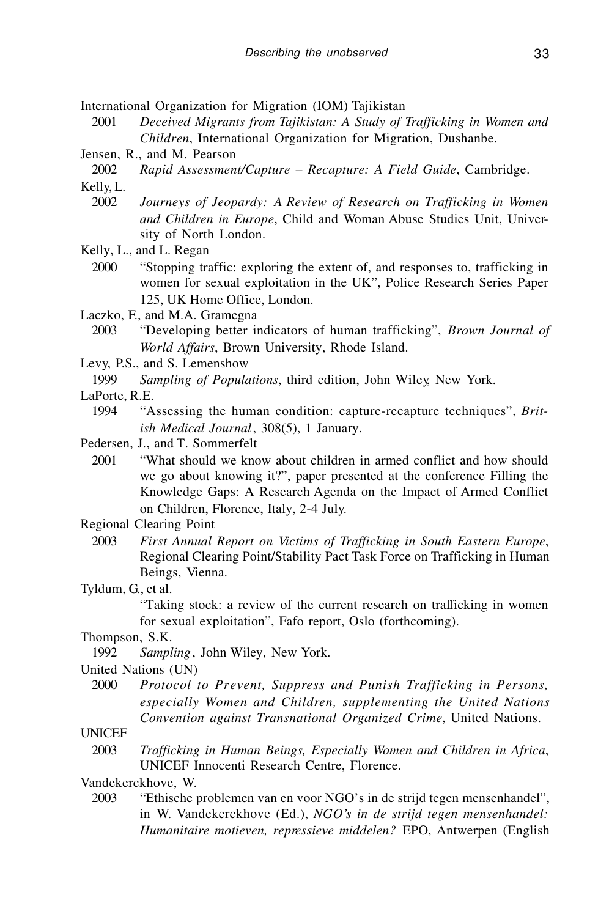International Organization for Migration (IOM) Tajikistan

2001 *Deceived Migrants from Tajikistan: A Study of Trafficking in Women and Children*, International Organization for Migration, Dushanbe.

Jensen, R., and M. Pearson

2002 *Rapid Assessment/Capture – Recapture: A Field Guide*, Cambridge.

Kelly, L.

2002 *Journeys of Jeopardy: A Review of Research on Trafficking in Women and Children in Europe*, Child and Woman Abuse Studies Unit, University of North London.

Kelly, L., and L. Regan

2000 "Stopping traffic: exploring the extent of, and responses to, trafficking in women for sexual exploitation in the UK", Police Research Series Paper 125, UK Home Office, London.

Laczko, F., and M.A. Gramegna

2003 "Developing better indicators of human trafficking", *Brown Journal of World Affairs*, Brown University, Rhode Island.

Levy, P.S., and S. Lemenshow

1999 *Sampling of Populations*, third edition, John Wiley, New York.

LaPorte, R.E.

1994 "Assessing the human condition: capture-recapture techniques", *British Medical Journal*, 308(5), 1 January.

Pedersen, J., and T. Sommerfelt

2001 "What should we know about children in armed conflict and how should we go about knowing it?", paper presented at the conference Filling the Knowledge Gaps: A Research Agenda on the Impact of Armed Conflict on Children, Florence, Italy, 2-4 July.

Regional Clearing Point

2003 *First Annual Report on Victims of Trafficking in South Eastern Europe*, Regional Clearing Point/Stability Pact Task Force on Trafficking in Human Beings, Vienna.

Tyldum, G., et al.

"Taking stock: a review of the current research on trafficking in women for sexual exploitation", Fafo report, Oslo (forthcoming).

Thompson, S.K.

1992 *Sampling*, John Wiley, New York.

United Nations (UN)

2000 *Protocol to Prevent, Suppress and Punish Trafficking in Persons, especially Women and Children, supplementing the United Nations Convention against Transnational Organized Crime*, United Nations.

UNICEF

2003 *Trafficking in Human Beings, Especially Women and Children in Africa*, UNICEF Innocenti Research Centre, Florence.

Vandekerckhove, W.

2003 "Ethische problemen van en voor NGO's in de strijd tegen mensenhandel", in W. Vandekerckhove (Ed.), *NGO's in de strijd tegen mensenhandel: Humanitaire motieven, repressieve middelen?* EPO, Antwerpen (English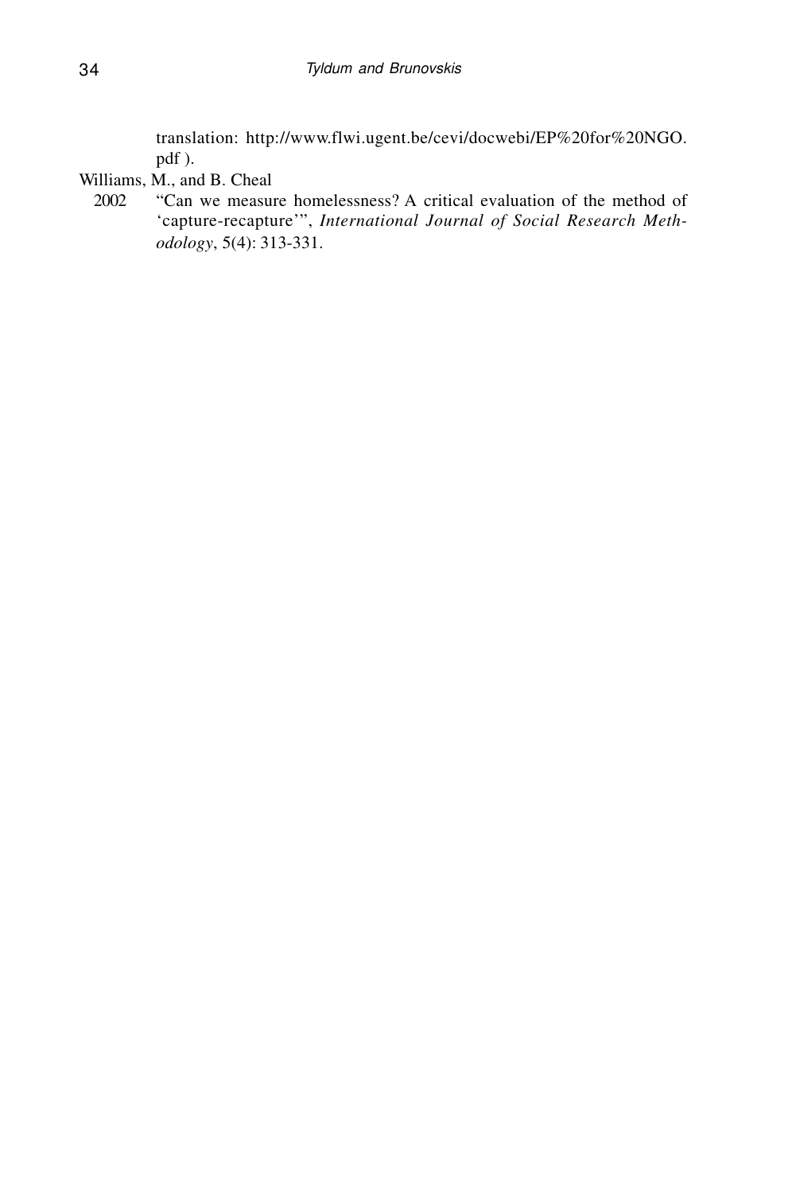translation: http://www.flwi.ugent.be/cevi/docwebi/EP%20for%20NGO.pdf ).

Williams, M., and B. Cheal
2002 "Can we measure homelessness? A critical evaluation of the method of 'capture-recapture'", *International Journal of Social Research Methodology*, 5(4): 313-331.